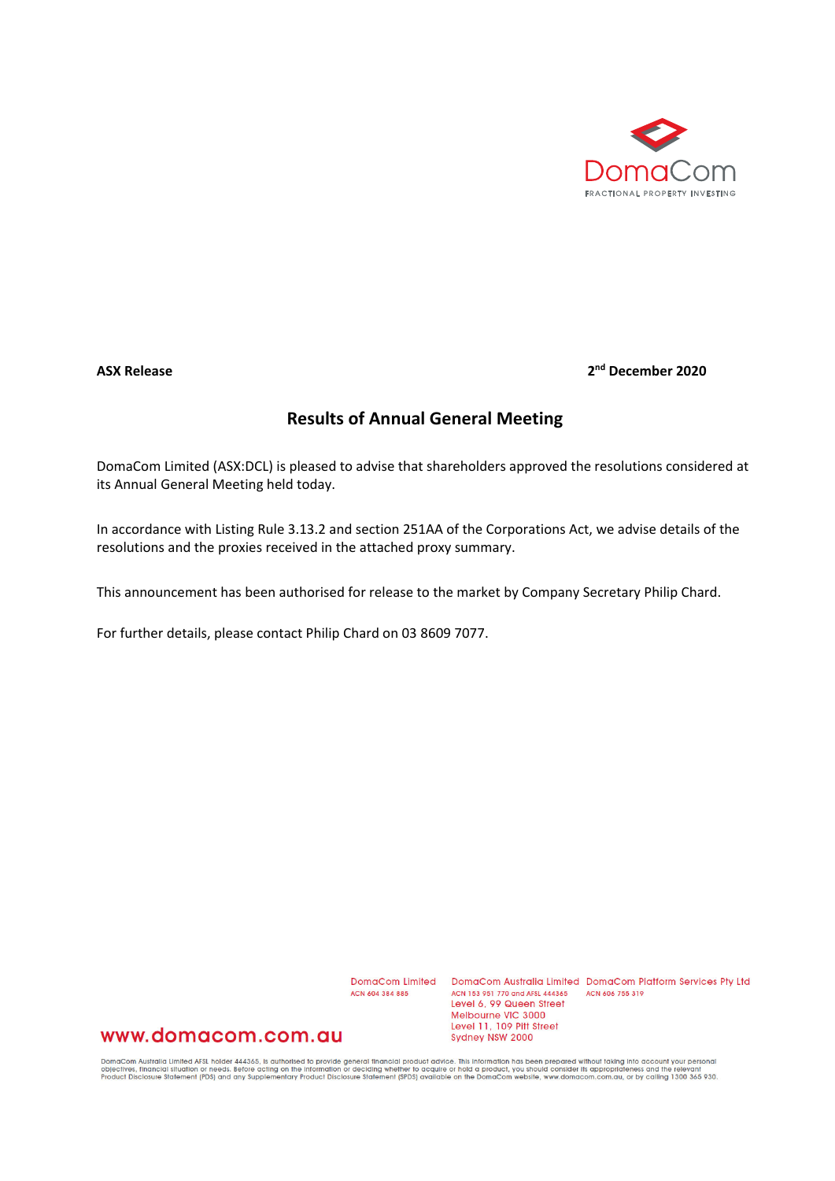DomaCom

FRACTIONAL PROPERTY INVESTING

**ASX Release** 2nd December 2020

## Results of Annual General Meeting

DomaCom Limited (ASX:DCL) is pleased to advise that shareholders approved the resolutions considered at its Annual General Meeting held today.

In accordance with Listing Rule 3.13.2 and section 251AA of the Corporations Act, we advise details of the resolutions and the proxies received in the attached proxy summary.

This announcement has been authorised for release to the market by Company Secretary Philip Chard.

For further details, please contact Philip Chard on 03 8609 7077.

www.domacom.com.au

DomaCom Limited
ACN 604 384 885

DomaCom Australia Limited
ACN 153 951 770 and AFSL 444365
Level 6, 99 Queen Street
Melbourne VIC 3000
Level 11, 109 Pitt Street
Sydney NSW 2000

DomaCom Platform Services Pty Ltd
ACN 606 755 319

DomaCom Australia Limited AFSL holder 444365, is authorised to provide general financial product advice. This information has been prepared without taking into account your personal objectives, financial situation or needs. Before acting on the information or deciding whether to acquire or hold a product, you should consider its appropriateness and the relevant Product Disclosure Statement (PDS) and any Supplementary Product Disclosure Statement (SPDS) available on the DomaCom website, www.domacom.com.au, or by calling 1300 365 930.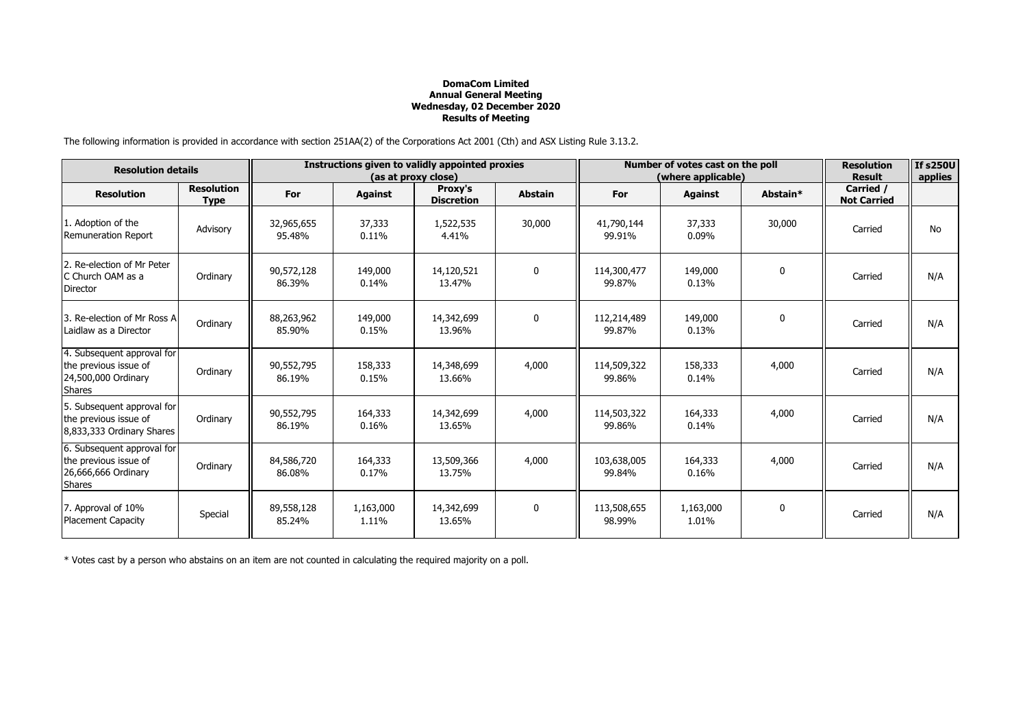**DomaCom Limited**
**Annual General Meeting**
**Wednesday, 02 December 2020**
**Results of Meeting**

The following information is provided in accordance with section 251AA(2) of the Corporations Act 2001 (Cth) and ASX Listing Rule 3.13.2.

| Resolution details | | Instructions given to validly appointed proxies (as at proxy close) | | | | Number of votes cast on the poll (where applicable) | | | Resolution Result | If s250U applies |
|---|---|---|---|---|---|---|---|---|---|---|
| **Resolution** | **Resolution Type** | **For** | **Against** | **Proxy's Discretion** | **Abstain** | **For** | **Against** | **Abstain*** | **Carried / Not Carried** | |
| 1. Adoption of the Remuneration Report | Advisory | 32,965,655 95.48% | 37,333 0.11% | 1,522,535 4.41% | 30,000 | 41,790,144 99.91% | 37,333 0.09% | 30,000 | Carried | No |
| 2. Re-election of Mr Peter C Church OAM as a Director | Ordinary | 90,572,128 86.39% | 149,000 0.14% | 14,120,521 13.47% | 0 | 114,300,477 99.87% | 149,000 0.13% | 0 | Carried | N/A |
| 3. Re-election of Mr Ross A Laidlaw as a Director | Ordinary | 88,263,962 85.90% | 149,000 0.15% | 14,342,699 13.96% | 0 | 112,214,489 99.87% | 149,000 0.13% | 0 | Carried | N/A |
| 4. Subsequent approval for the previous issue of 24,500,000 Ordinary Shares | Ordinary | 90,552,795 86.19% | 158,333 0.15% | 14,348,699 13.66% | 4,000 | 114,509,322 99.86% | 158,333 0.14% | 4,000 | Carried | N/A |
| 5. Subsequent approval for the previous issue of 8,833,333 Ordinary Shares | Ordinary | 90,552,795 86.19% | 164,333 0.16% | 14,342,699 13.65% | 4,000 | 114,503,322 99.86% | 164,333 0.14% | 4,000 | Carried | N/A |
| 6. Subsequent approval for the previous issue of 26,666,666 Ordinary Shares | Ordinary | 84,586,720 86.08% | 164,333 0.17% | 13,509,366 13.75% | 4,000 | 103,638,005 99.84% | 164,333 0.16% | 4,000 | Carried | N/A |
| 7. Approval of 10% Placement Capacity | Special | 89,558,128 85.24% | 1,163,000 1.11% | 14,342,699 13.65% | 0 | 113,508,655 98.99% | 1,163,000 1.01% | 0 | Carried | N/A |

\* Votes cast by a person who abstains on an item are not counted in calculating the required majority on a poll.